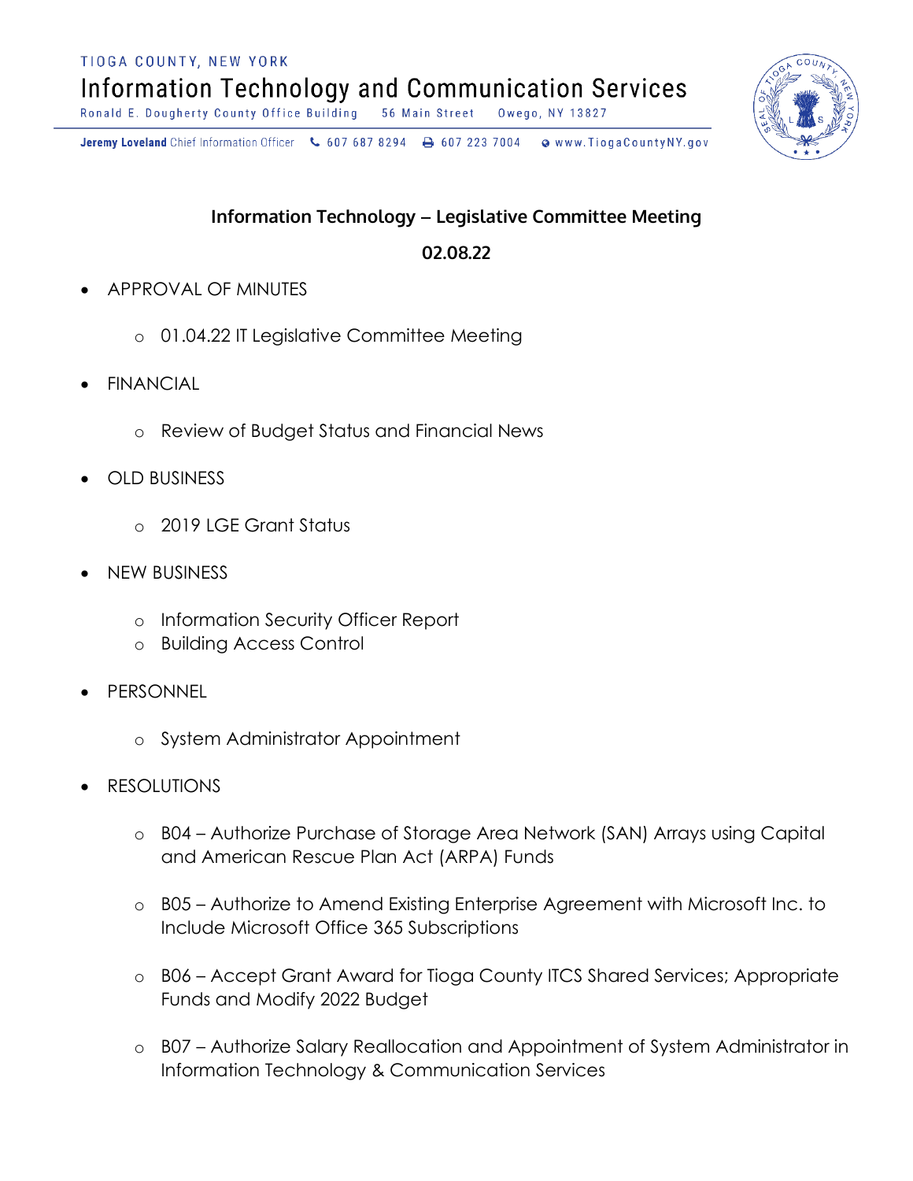TIOGA COUNTY, NEW YORK

Information Technology and Communication Services

Ronald E. Dougherty County Office Building 56 Main Street Owego, NY 13827

**Jeremy Loveland** Chief Information Officer 607 687 8294 607 223 7004 www.TiogaCountyNY.gov

## Information Technology – Legislative Committee Meeting

**02.08.22**

- APPROVAL OF MINUTES
  - 01.04.22 IT Legislative Committee Meeting
- FINANCIAL
  - Review of Budget Status and Financial News
- OLD BUSINESS
  - 2019 LGE Grant Status
- NEW BUSINESS
  - Information Security Officer Report
  - Building Access Control
- PERSONNEL
  - System Administrator Appointment
- RESOLUTIONS
  - B04 – Authorize Purchase of Storage Area Network (SAN) Arrays using Capital and American Rescue Plan Act (ARPA) Funds
  - B05 – Authorize to Amend Existing Enterprise Agreement with Microsoft Inc. to Include Microsoft Office 365 Subscriptions
  - B06 – Accept Grant Award for Tioga County ITCS Shared Services; Appropriate Funds and Modify 2022 Budget
  - B07 – Authorize Salary Reallocation and Appointment of System Administrator in Information Technology & Communication Services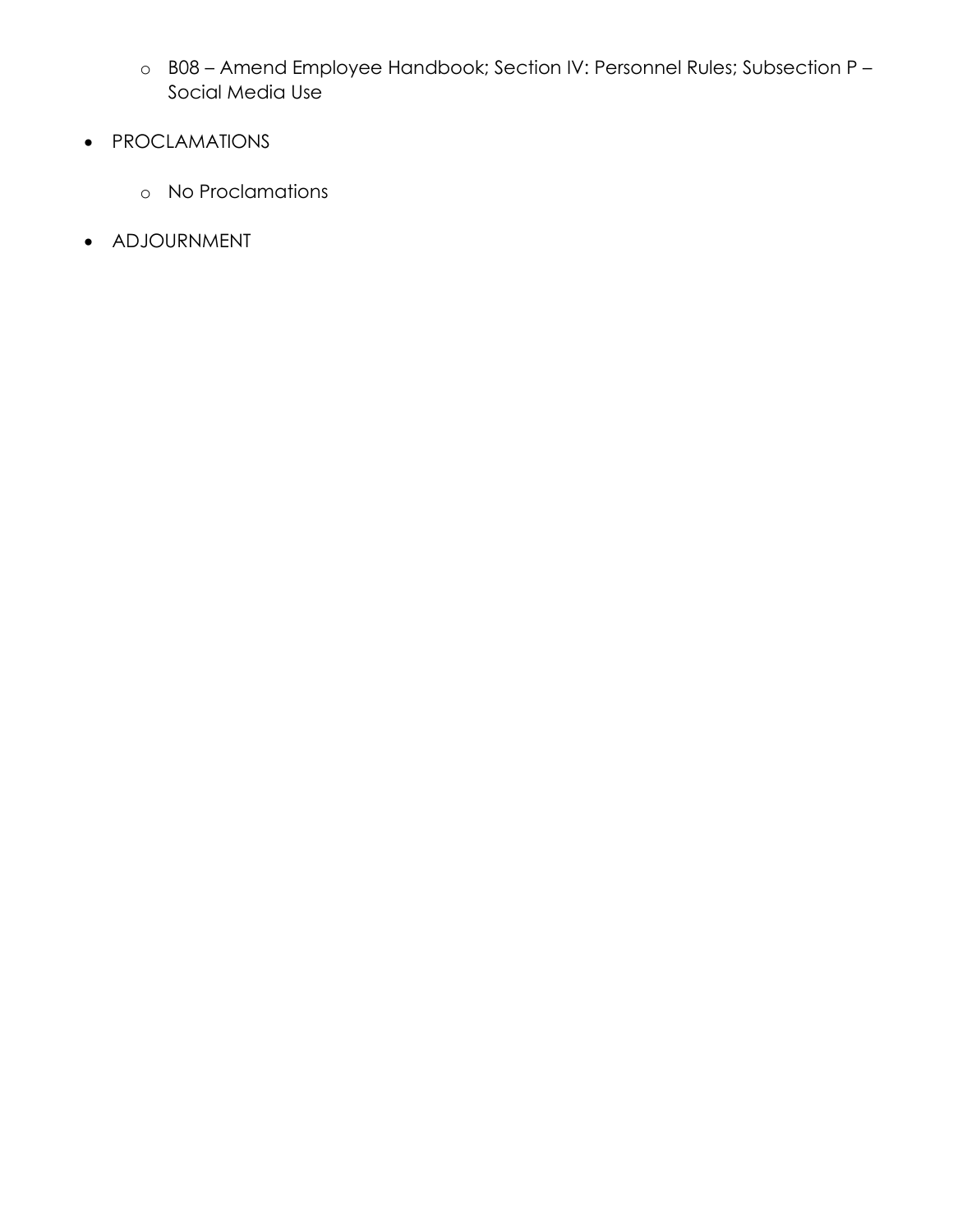- B08 – Amend Employee Handbook; Section IV: Personnel Rules; Subsection P – Social Media Use

- PROCLAMATIONS

  - No Proclamations

- ADJOURNMENT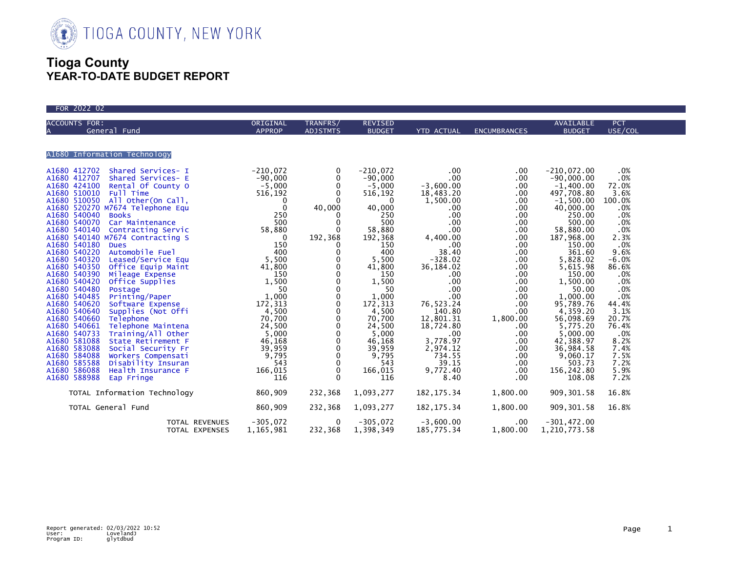TIOGA COUNTY, NEW YORK

# Tioga County
## YEAR-TO-DATE BUDGET REPORT

FOR 2022 02

| ACCOUNTS FOR: A General Fund | | ORIGINAL APPROP | TRANFRS/ ADJSTMTS | REVISED BUDGET | YTD ACTUAL | ENCUMBRANCES | AVAILABLE BUDGET | PCT USE/COL |
|---|---|---|---|---|---|---|---|---|
| **A1680 Information Technology** | | | | | | | | |
| A1680 412702 | Shared Services- I | -210,072 | 0 | -210,072 | .00 | .00 | -210,072.00 | .0% |
| A1680 412707 | Shared Services- E | -90,000 | 0 | -90,000 | .00 | .00 | -90,000.00 | .0% |
| A1680 424100 | Rental Of County O | -5,000 | 0 | -5,000 | -3,600.00 | .00 | -1,400.00 | 72.0% |
| A1680 510010 | Full Time | 516,192 | 0 | 516,192 | 18,483.20 | .00 | 497,708.80 | 3.6% |
| A1680 510050 | All Other(On Call, | 0 | 0 | 0 | 1,500.00 | .00 | -1,500.00 | 100.0% |
| A1680 520270 | M7674 Telephone Equ | 0 | 40,000 | 40,000 | .00 | .00 | 40,000.00 | .0% |
| A1680 540040 | Books | 250 | 0 | 250 | .00 | .00 | 250.00 | .0% |
| A1680 540070 | Car Maintenance | 500 | 0 | 500 | .00 | .00 | 500.00 | .0% |
| A1680 540140 | Contracting Servic | 58,880 | 0 | 58,880 | .00 | .00 | 58,880.00 | .0% |
| A1680 540140 | M7674 Contracting S | 0 | 192,368 | 192,368 | 4,400.00 | .00 | 187,968.00 | 2.3% |
| A1680 540180 | Dues | 150 | 0 | 150 | .00 | .00 | 150.00 | .0% |
| A1680 540220 | Automobile Fuel | 400 | 0 | 400 | 38.40 | .00 | 361.60 | 9.6% |
| A1680 540320 | Leased/Service Equ | 5,500 | 0 | 5,500 | -328.02 | .00 | 5,828.02 | -6.0% |
| A1680 540350 | Office Equip Maint | 41,800 | 0 | 41,800 | 36,184.02 | .00 | 5,615.98 | 86.6% |
| A1680 540390 | Mileage Expense | 150 | 0 | 150 | .00 | .00 | 150.00 | .0% |
| A1680 540420 | Office Supplies | 1,500 | 0 | 1,500 | .00 | .00 | 1,500.00 | .0% |
| A1680 540480 | Postage | 50 | 0 | 50 | .00 | .00 | 50.00 | .0% |
| A1680 540485 | Printing/Paper | 1,000 | 0 | 1,000 | .00 | .00 | 1,000.00 | .0% |
| A1680 540620 | Software Expense | 172,313 | 0 | 172,313 | 76,523.24 | .00 | 95,789.76 | 44.4% |
| A1680 540640 | Supplies (Not Offi | 4,500 | 0 | 4,500 | 140.80 | .00 | 4,359.20 | 3.1% |
| A1680 540660 | Telephone | 70,700 | 0 | 70,700 | 12,801.31 | 1,800.00 | 56,098.69 | 20.7% |
| A1680 540661 | Telephone Maintena | 24,500 | 0 | 24,500 | 18,724.80 | .00 | 5,775.20 | 76.4% |
| A1680 540733 | Training/All Other | 5,000 | 0 | 5,000 | .00 | .00 | 5,000.00 | .0% |
| A1680 581088 | State Retirement F | 46,168 | 0 | 46,168 | 3,778.97 | .00 | 42,388.97 | 8.2% |
| A1680 583088 | Social Security Fr | 39,959 | 0 | 39,959 | 2,974.12 | .00 | 36,984.58 | 7.4% |
| A1680 584088 | Workers Compensati | 9,795 | 0 | 9,795 | 734.55 | .00 | 9,060.17 | 7.5% |
| A1680 585588 | Disability Insuran | 543 | 0 | 543 | 39.15 | .00 | 503.73 | 7.2% |
| A1680 586088 | Health Insurance F | 166,015 | 0 | 166,015 | 9,772.40 | .00 | 156,242.80 | 5.9% |
| A1680 588988 | Eap Fringe | 116 | 0 | 116 | 8.40 | .00 | 108.08 | 7.2% |
| TOTAL Information Technology | | 860,909 | 232,368 | 1,093,277 | 182,175.34 | 1,800.00 | 909,301.58 | 16.8% |
| TOTAL General Fund | | 860,909 | 232,368 | 1,093,277 | 182,175.34 | 1,800.00 | 909,301.58 | 16.8% |
| | TOTAL REVENUES | -305,072 | 0 | -305,072 | -3,600.00 | .00 | -301,472.00 | |
| | TOTAL EXPENSES | 1,165,981 | 232,368 | 1,398,349 | 185,775.34 | 1,800.00 | 1,210,773.58 | |

Report generated: 02/03/2022 10:52
User: LovelandJ
Program ID: glytdbud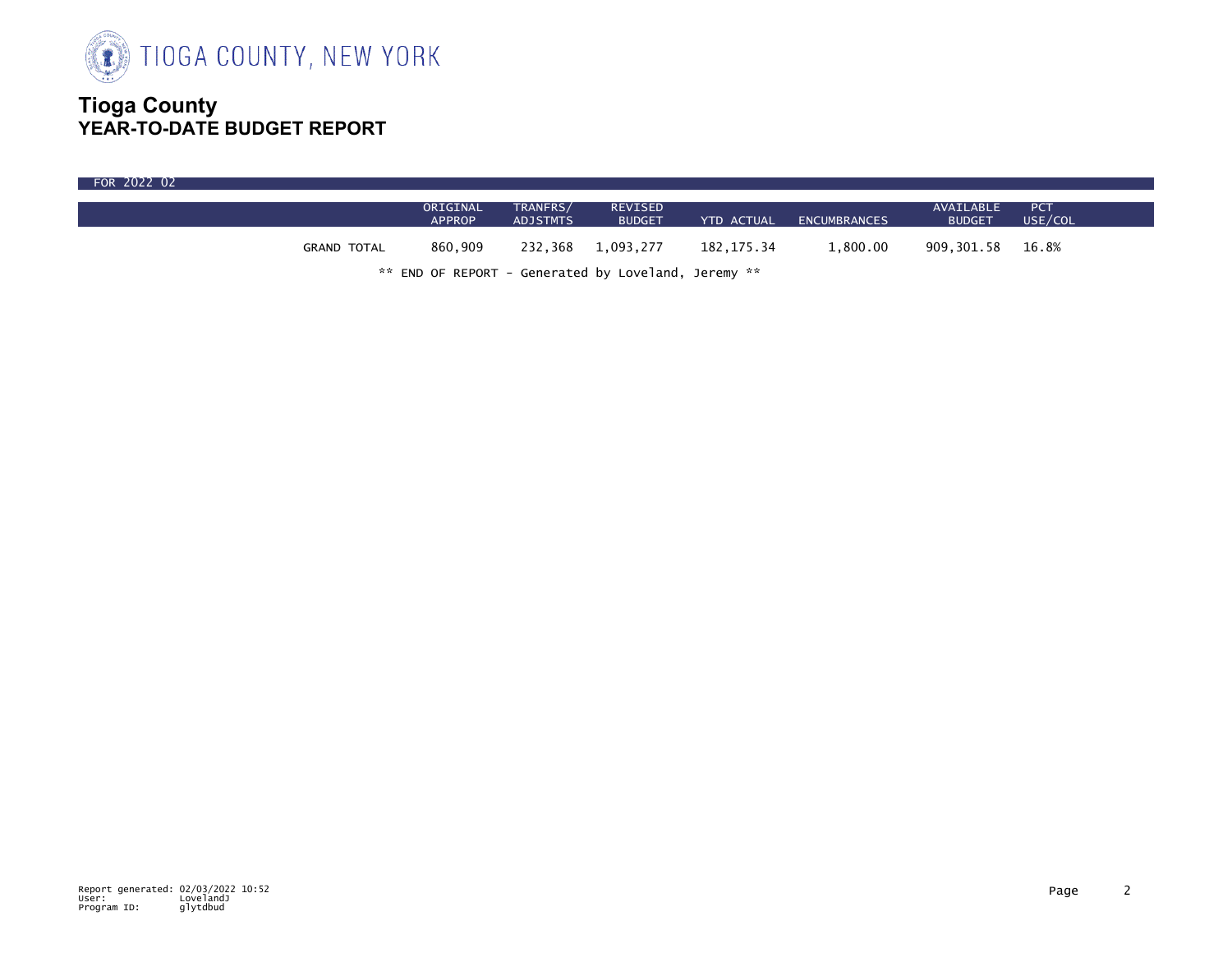TIOGA COUNTY, NEW YORK

# Tioga County
## YEAR-TO-DATE BUDGET REPORT

FOR 2022 02

| | ORIGINAL APPROP | TRANFRS/ ADJSTMTS | REVISED BUDGET | YTD ACTUAL | ENCUMBRANCES | AVAILABLE BUDGET | PCT USE/COL |
|---|---|---|---|---|---|---|---|
| GRAND TOTAL | 860,909 | 232,368 | 1,093,277 | 182,175.34 | 1,800.00 | 909,301.58 | 16.8% |

** END OF REPORT - Generated by Loveland, Jeremy **

Report generated: 02/03/2022 10:52
User: LovelandJ
Program ID: glytdbud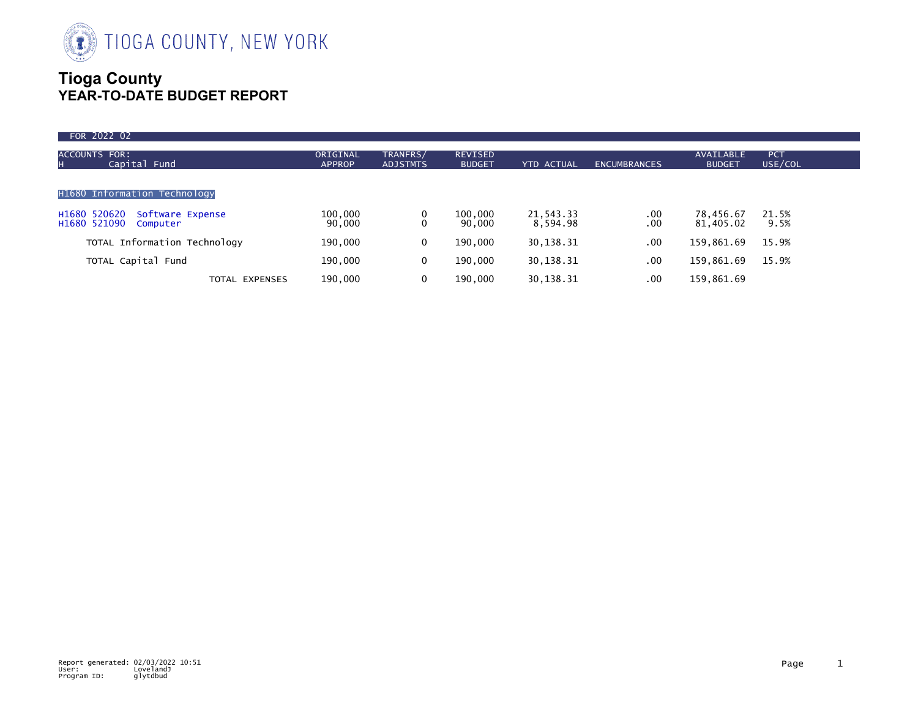# Tioga County

## YEAR-TO-DATE BUDGET REPORT

FOR 2022 02

| ACCOUNTS FOR: H Capital Fund | ORIGINAL APPROP | TRANFRS/ ADJSTMTS | REVISED BUDGET | YTD ACTUAL | ENCUMBRANCES | AVAILABLE BUDGET | PCT USE/COL |
|---|---|---|---|---|---|---|---|
| **H1680 Information Technology** | | | | | | | |
| H1680 520620 Software Expense | 100,000 | 0 | 100,000 | 21,543.33 | .00 | 78,456.67 | 21.5% |
| H1680 521090 Computer | 90,000 | 0 | 90,000 | 8,594.98 | .00 | 81,405.02 | 9.5% |
| TOTAL Information Technology | 190,000 | 0 | 190,000 | 30,138.31 | .00 | 159,861.69 | 15.9% |
| TOTAL Capital Fund | 190,000 | 0 | 190,000 | 30,138.31 | .00 | 159,861.69 | 15.9% |
| TOTAL EXPENSES | 190,000 | 0 | 190,000 | 30,138.31 | .00 | 159,861.69 | |

Report generated: 02/03/2022 10:51
User: LovelandJ
Program ID: glytdbud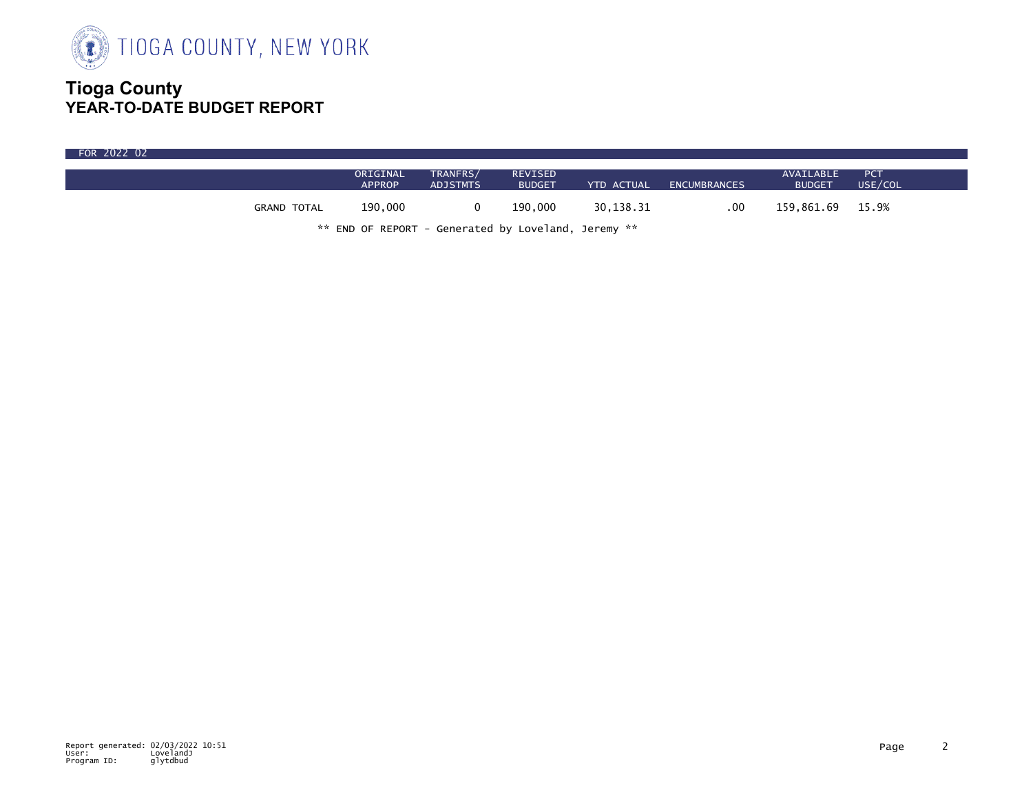# Tioga County

## YEAR-TO-DATE BUDGET REPORT

FOR 2022 02

| | ORIGINAL APPROP | TRANFRS/ ADJSTMTS | REVISED BUDGET | YTD ACTUAL | ENCUMBRANCES | AVAILABLE BUDGET | PCT USE/COL |
|---|---|---|---|---|---|---|---|
| GRAND TOTAL | 190,000 | 0 | 190,000 | 30,138.31 | .00 | 159,861.69 | 15.9% |

** END OF REPORT - Generated by Loveland, Jeremy **

Report generated: 02/03/2022 10:51
User: LovelandJ
Program ID: glytdbud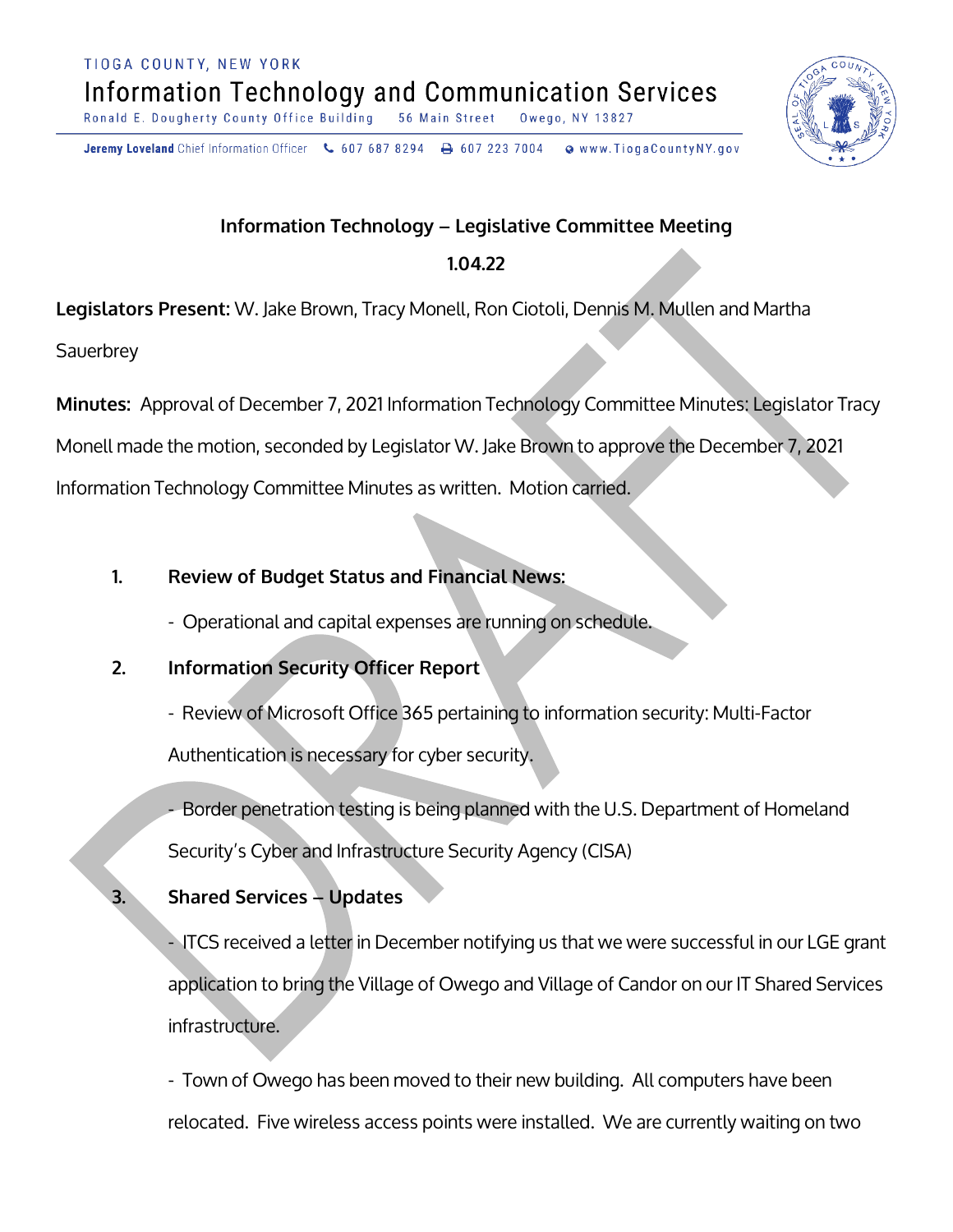TIOGA COUNTY, NEW YORK

Information Technology and Communication Services

Ronald E. Dougherty County Office Building 56 Main Street Owego, NY 13827

**Jeremy Loveland** Chief Information Officer 607 687 8294 607 223 7004 www.TiogaCountyNY.gov

**Information Technology – Legislative Committee Meeting**

**1.04.22**

**Legislators Present:** W. Jake Brown, Tracy Monell, Ron Ciotoli, Dennis M. Mullen and Martha Sauerbrey

**Minutes:** Approval of December 7, 2021 Information Technology Committee Minutes: Legislator Tracy Monell made the motion, seconded by Legislator W. Jake Brown to approve the December 7, 2021 Information Technology Committee Minutes as written. Motion carried.

1. **Review of Budget Status and Financial News:**

   - Operational and capital expenses are running on schedule.

2. **Information Security Officer Report**

   - Review of Microsoft Office 365 pertaining to information security: Multi-Factor Authentication is necessary for cyber security.

   - Border penetration testing is being planned with the U.S. Department of Homeland Security's Cyber and Infrastructure Security Agency (CISA)

3. **Shared Services – Updates**

   - ITCS received a letter in December notifying us that we were successful in our LGE grant application to bring the Village of Owego and Village of Candor on our IT Shared Services infrastructure.

   - Town of Owego has been moved to their new building. All computers have been relocated. Five wireless access points were installed. We are currently waiting on two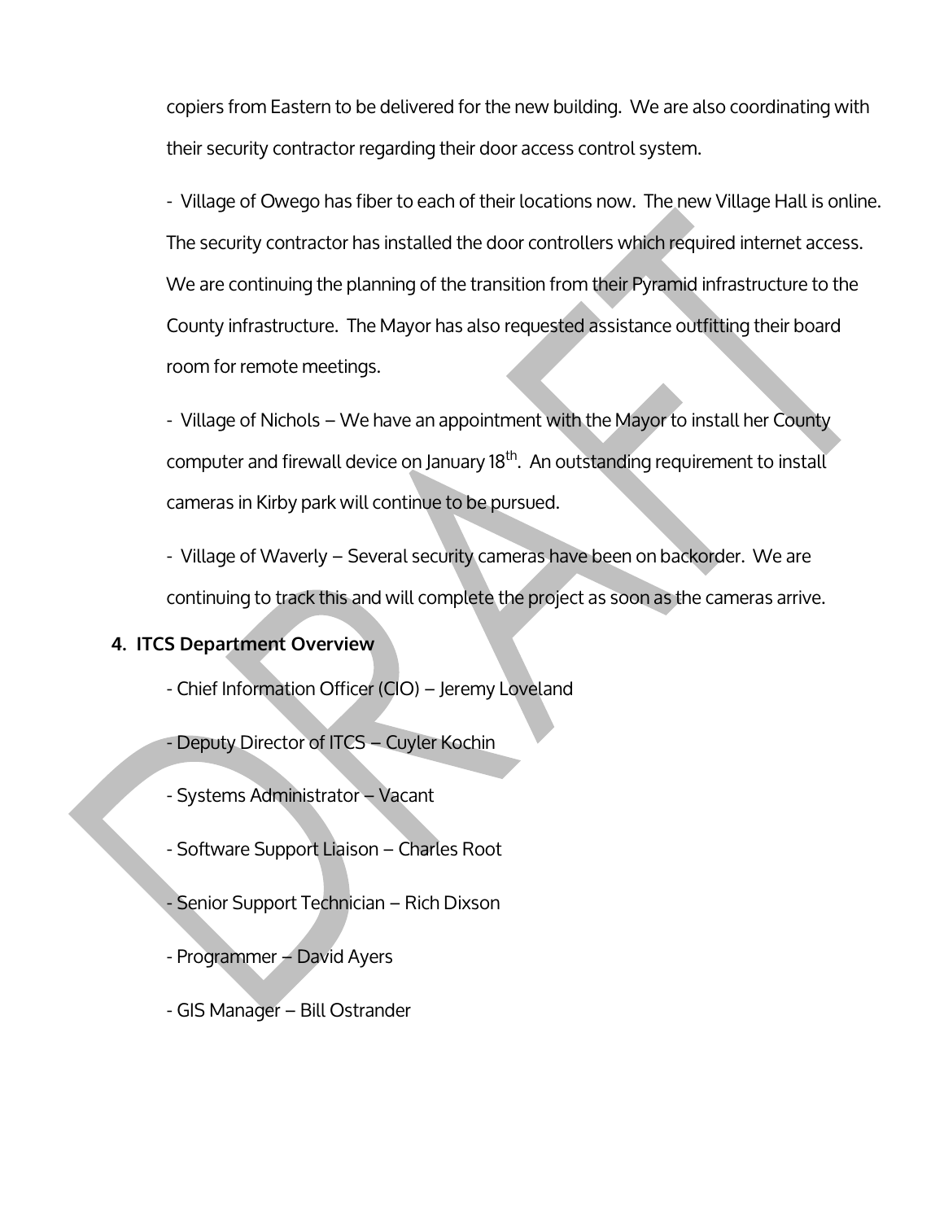copiers from Eastern to be delivered for the new building. We are also coordinating with their security contractor regarding their door access control system.

- Village of Owego has fiber to each of their locations now. The new Village Hall is online. The security contractor has installed the door controllers which required internet access. We are continuing the planning of the transition from their Pyramid infrastructure to the County infrastructure. The Mayor has also requested assistance outfitting their board room for remote meetings.

- Village of Nichols – We have an appointment with the Mayor to install her County computer and firewall device on January 18th. An outstanding requirement to install cameras in Kirby park will continue to be pursued.

- Village of Waverly – Several security cameras have been on backorder. We are continuing to track this and will complete the project as soon as the cameras arrive.

**4. ITCS Department Overview**

- Chief Information Officer (CIO) – Jeremy Loveland
- Deputy Director of ITCS – Cuyler Kochin
- Systems Administrator – Vacant
- Software Support Liaison – Charles Root
- Senior Support Technician – Rich Dixson
- Programmer – David Ayers
- GIS Manager – Bill Ostrander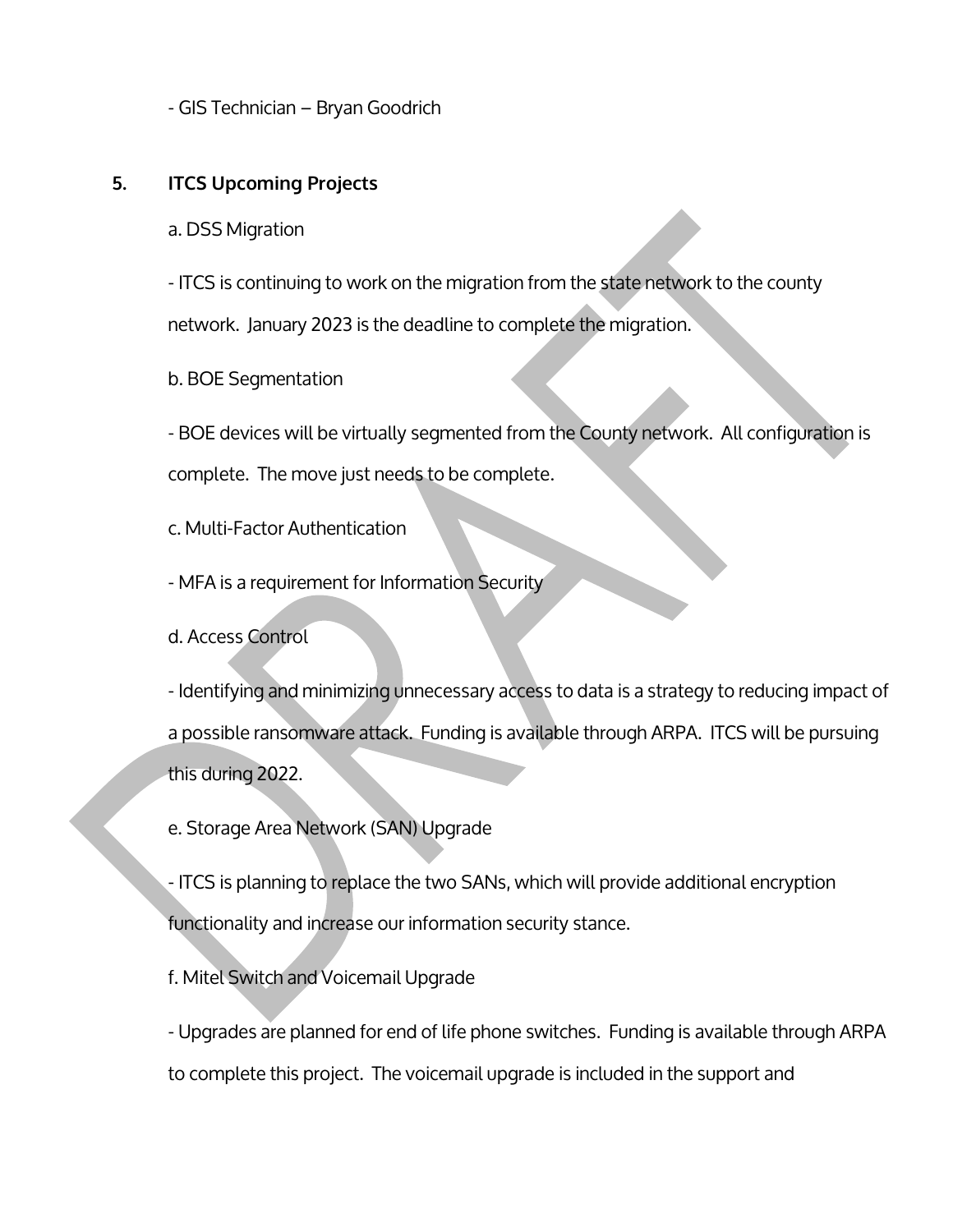- GIS Technician – Bryan Goodrich

**5. ITCS Upcoming Projects**

a. DSS Migration

- ITCS is continuing to work on the migration from the state network to the county network. January 2023 is the deadline to complete the migration.

b. BOE Segmentation

- BOE devices will be virtually segmented from the County network. All configuration is complete. The move just needs to be complete.

c. Multi-Factor Authentication

- MFA is a requirement for Information Security

d. Access Control

- Identifying and minimizing unnecessary access to data is a strategy to reducing impact of a possible ransomware attack. Funding is available through ARPA. ITCS will be pursuing this during 2022.

e. Storage Area Network (SAN) Upgrade

- ITCS is planning to replace the two SANs, which will provide additional encryption functionality and increase our information security stance.

f. Mitel Switch and Voicemail Upgrade

- Upgrades are planned for end of life phone switches. Funding is available through ARPA to complete this project. The voicemail upgrade is included in the support and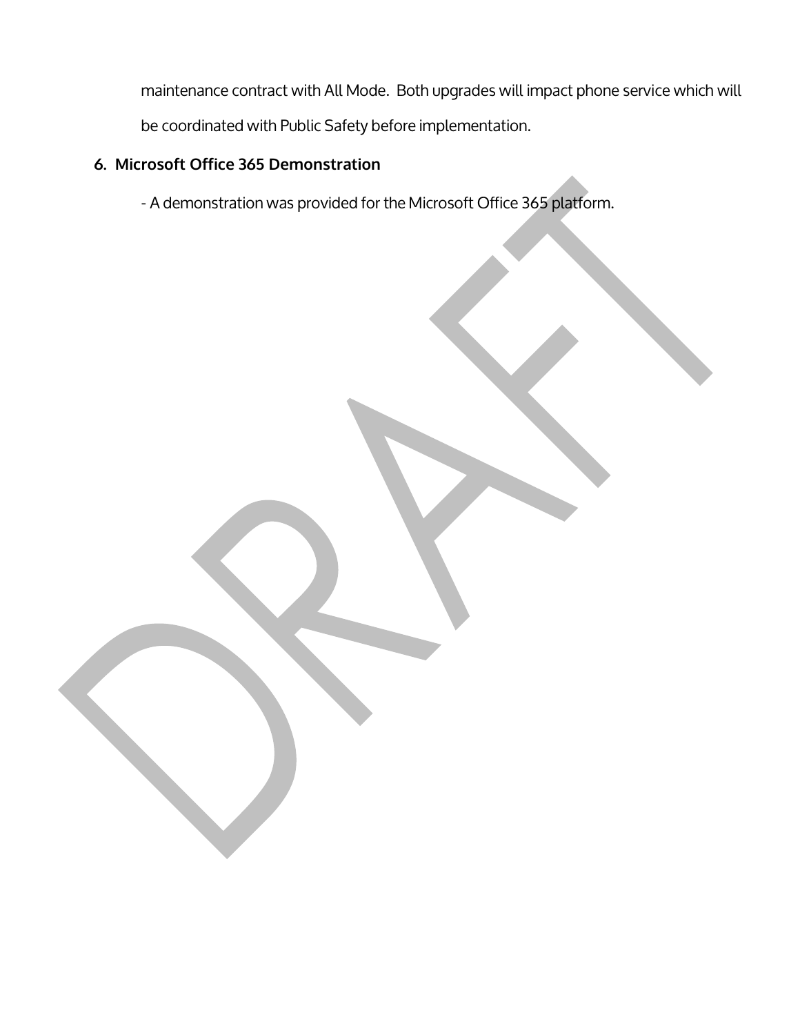maintenance contract with All Mode. Both upgrades will impact phone service which will be coordinated with Public Safety before implementation.

6. **Microsoft Office 365 Demonstration**

   - A demonstration was provided for the Microsoft Office 365 platform.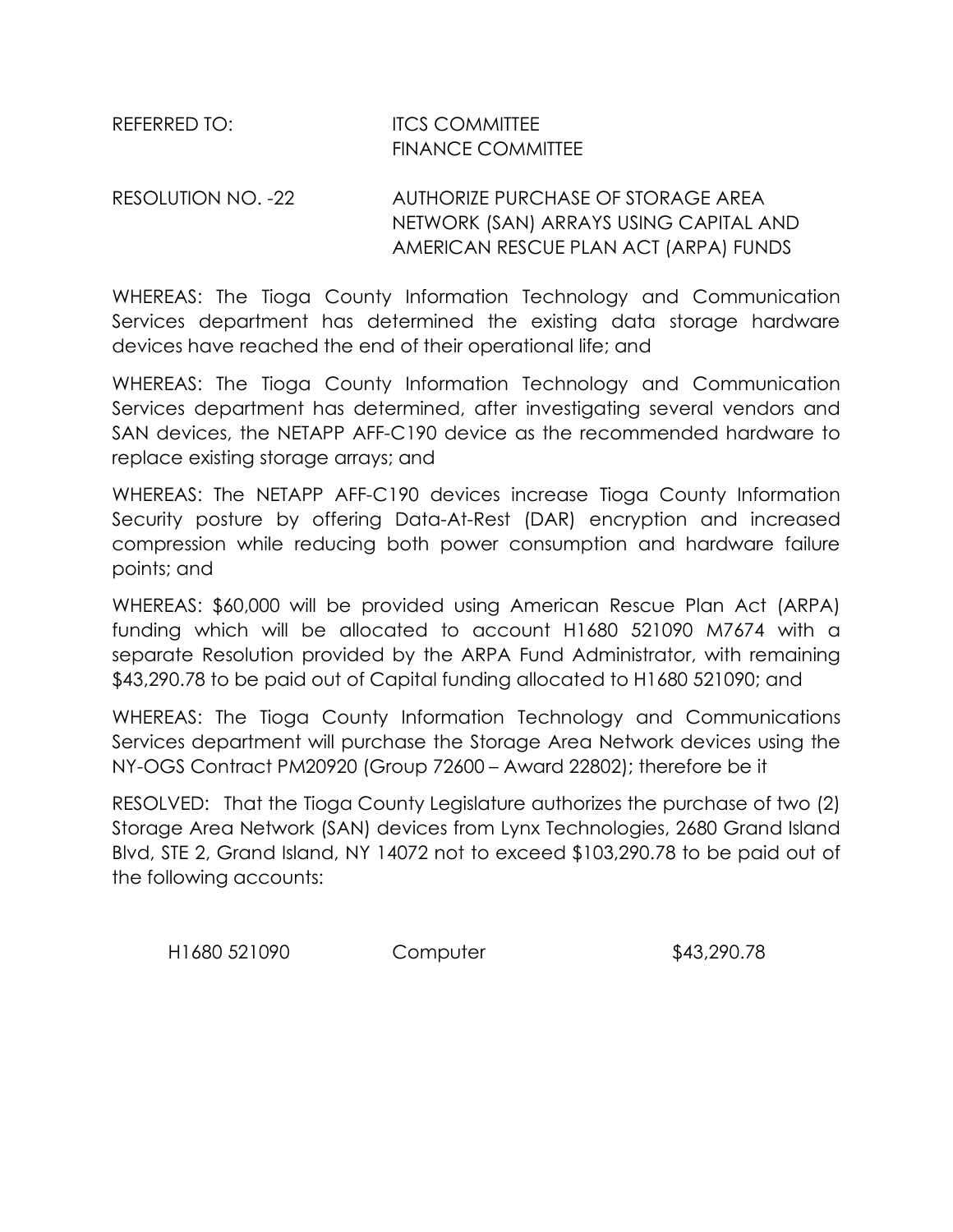REFERRED TO: ITCS COMMITTEE
FINANCE COMMITTEE

RESOLUTION NO. -22 AUTHORIZE PURCHASE OF STORAGE AREA NETWORK (SAN) ARRAYS USING CAPITAL AND AMERICAN RESCUE PLAN ACT (ARPA) FUNDS

WHEREAS: The Tioga County Information Technology and Communication Services department has determined the existing data storage hardware devices have reached the end of their operational life; and

WHEREAS: The Tioga County Information Technology and Communication Services department has determined, after investigating several vendors and SAN devices, the NETAPP AFF-C190 device as the recommended hardware to replace existing storage arrays; and

WHEREAS: The NETAPP AFF-C190 devices increase Tioga County Information Security posture by offering Data-At-Rest (DAR) encryption and increased compression while reducing both power consumption and hardware failure points; and

WHEREAS: $60,000 will be provided using American Rescue Plan Act (ARPA) funding which will be allocated to account H1680 521090 M7674 with a separate Resolution provided by the ARPA Fund Administrator, with remaining $43,290.78 to be paid out of Capital funding allocated to H1680 521090; and

WHEREAS: The Tioga County Information Technology and Communications Services department will purchase the Storage Area Network devices using the NY-OGS Contract PM20920 (Group 72600 – Award 22802); therefore be it

RESOLVED: That the Tioga County Legislature authorizes the purchase of two (2) Storage Area Network (SAN) devices from Lynx Technologies, 2680 Grand Island Blvd, STE 2, Grand Island, NY 14072 not to exceed $103,290.78 to be paid out of the following accounts:

| | | |
|---|---|---|
| H1680 521090 | Computer | $43,290.78 |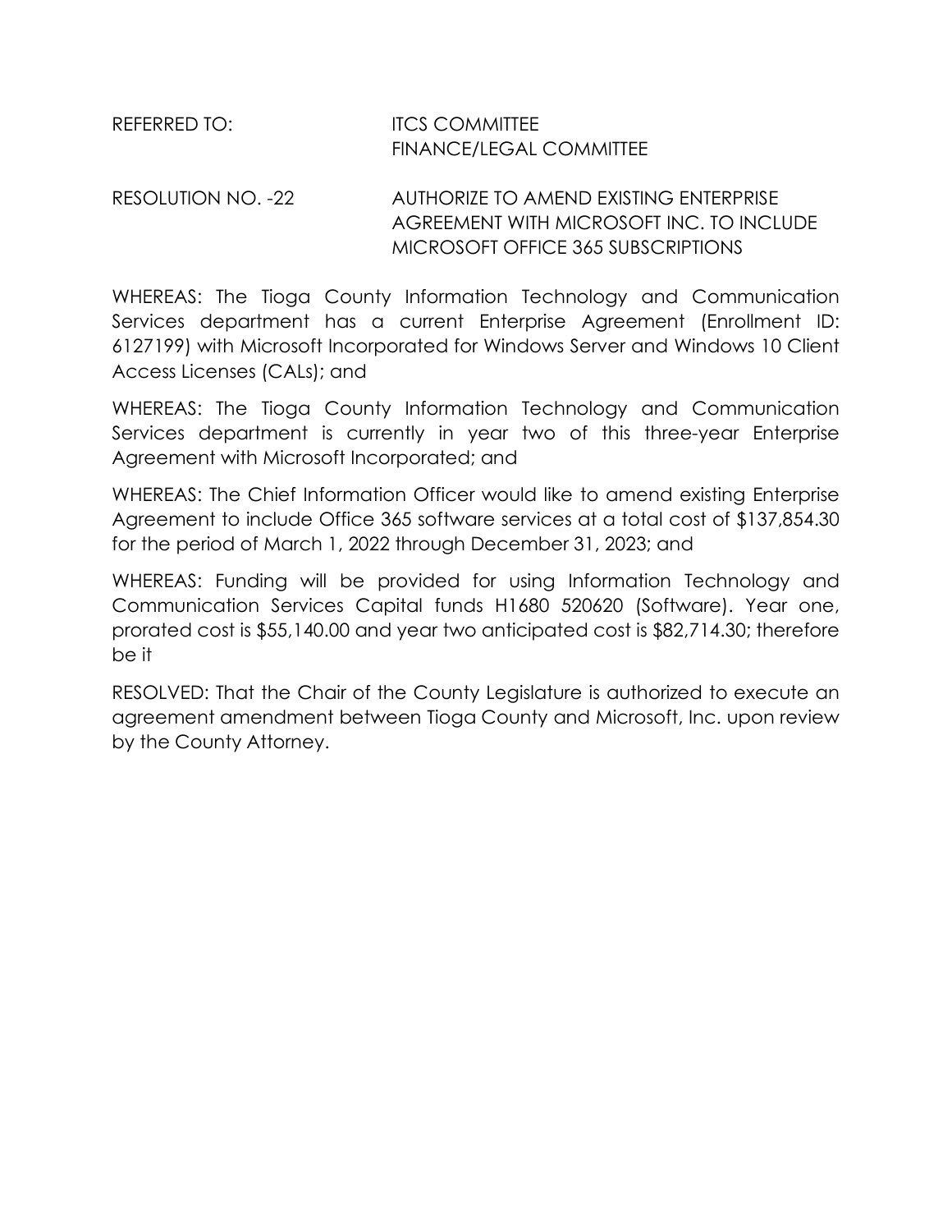REFERRED TO: ITCS COMMITTEE
FINANCE/LEGAL COMMITTEE

RESOLUTION NO. -22 AUTHORIZE TO AMEND EXISTING ENTERPRISE AGREEMENT WITH MICROSOFT INC. TO INCLUDE MICROSOFT OFFICE 365 SUBSCRIPTIONS

WHEREAS: The Tioga County Information Technology and Communication Services department has a current Enterprise Agreement (Enrollment ID: 6127199) with Microsoft Incorporated for Windows Server and Windows 10 Client Access Licenses (CALs); and

WHEREAS: The Tioga County Information Technology and Communication Services department is currently in year two of this three-year Enterprise Agreement with Microsoft Incorporated; and

WHEREAS: The Chief Information Officer would like to amend existing Enterprise Agreement to include Office 365 software services at a total cost of $137,854.30 for the period of March 1, 2022 through December 31, 2023; and

WHEREAS: Funding will be provided for using Information Technology and Communication Services Capital funds H1680 520620 (Software). Year one, prorated cost is $55,140.00 and year two anticipated cost is $82,714.30; therefore be it

RESOLVED: That the Chair of the County Legislature is authorized to execute an agreement amendment between Tioga County and Microsoft, Inc. upon review by the County Attorney.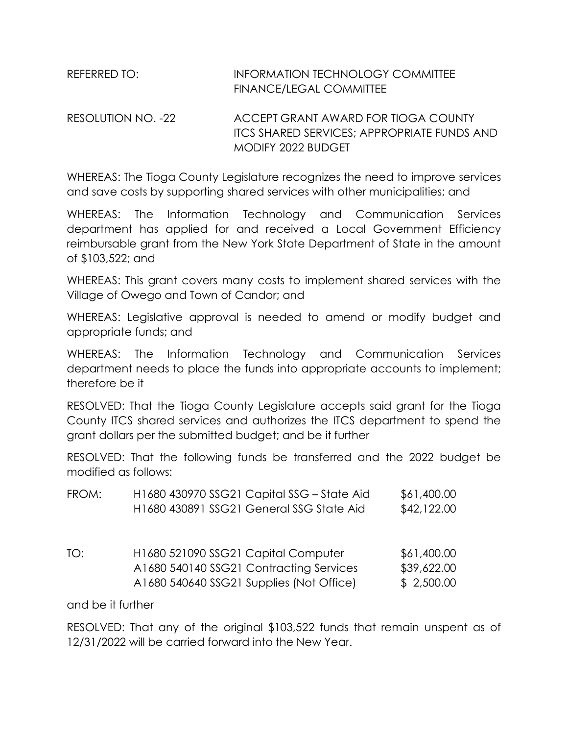REFERRED TO: INFORMATION TECHNOLOGY COMMITTEE
FINANCE/LEGAL COMMITTEE

RESOLUTION NO. -22 ACCEPT GRANT AWARD FOR TIOGA COUNTY ITCS SHARED SERVICES; APPROPRIATE FUNDS AND MODIFY 2022 BUDGET

WHEREAS: The Tioga County Legislature recognizes the need to improve services and save costs by supporting shared services with other municipalities; and

WHEREAS: The Information Technology and Communication Services department has applied for and received a Local Government Efficiency reimbursable grant from the New York State Department of State in the amount of $103,522; and

WHEREAS: This grant covers many costs to implement shared services with the Village of Owego and Town of Candor; and

WHEREAS: Legislative approval is needed to amend or modify budget and appropriate funds; and

WHEREAS: The Information Technology and Communication Services department needs to place the funds into appropriate accounts to implement; therefore be it

RESOLVED: That the Tioga County Legislature accepts said grant for the Tioga County ITCS shared services and authorizes the ITCS department to spend the grant dollars per the submitted budget; and be it further

RESOLVED: That the following funds be transferred and the 2022 budget be modified as follows:

| | | |
|---|---|---|
| FROM: | H1680 430970 SSG21 Capital SSG – State Aid | $61,400.00 |
| | H1680 430891 SSG21 General SSG State Aid | $42,122.00 |
| | | |
| TO: | H1680 521090 SSG21 Capital Computer | $61,400.00 |
| | A1680 540140 SSG21 Contracting Services | $39,622.00 |
| | A1680 540640 SSG21 Supplies (Not Office) | $ 2,500.00 |

and be it further

RESOLVED: That any of the original $103,522 funds that remain unspent as of 12/31/2022 will be carried forward into the New Year.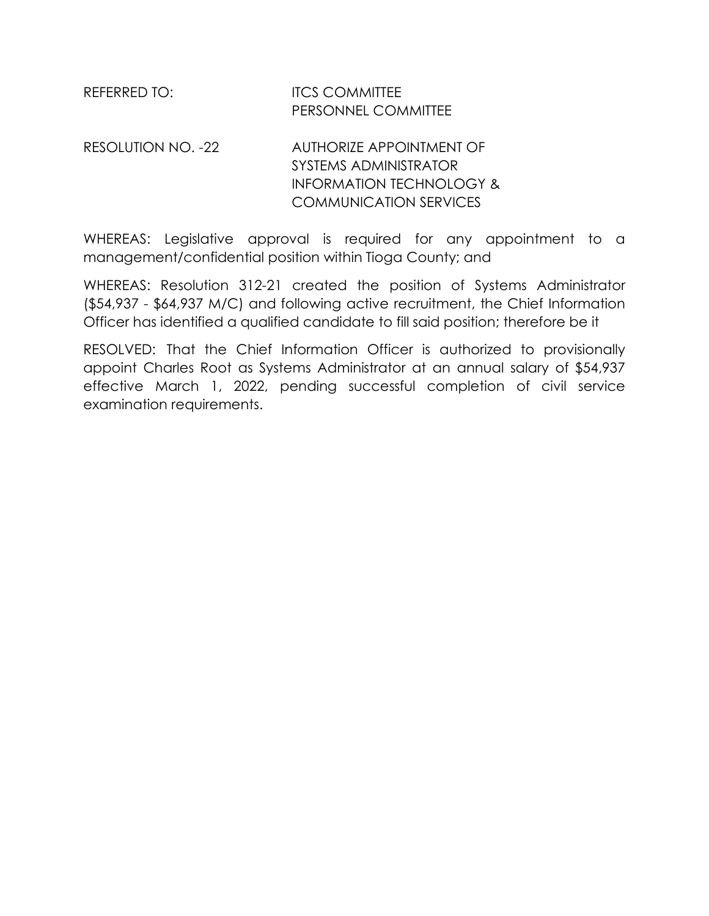REFERRED TO: ITCS COMMITTEE
PERSONNEL COMMITTEE

RESOLUTION NO. -22 AUTHORIZE APPOINTMENT OF SYSTEMS ADMINISTRATOR INFORMATION TECHNOLOGY & COMMUNICATION SERVICES

WHEREAS: Legislative approval is required for any appointment to a management/confidential position within Tioga County; and

WHEREAS: Resolution 312-21 created the position of Systems Administrator ($54,937 - $64,937 M/C) and following active recruitment, the Chief Information Officer has identified a qualified candidate to fill said position; therefore be it

RESOLVED: That the Chief Information Officer is authorized to provisionally appoint Charles Root as Systems Administrator at an annual salary of $54,937 effective March 1, 2022, pending successful completion of civil service examination requirements.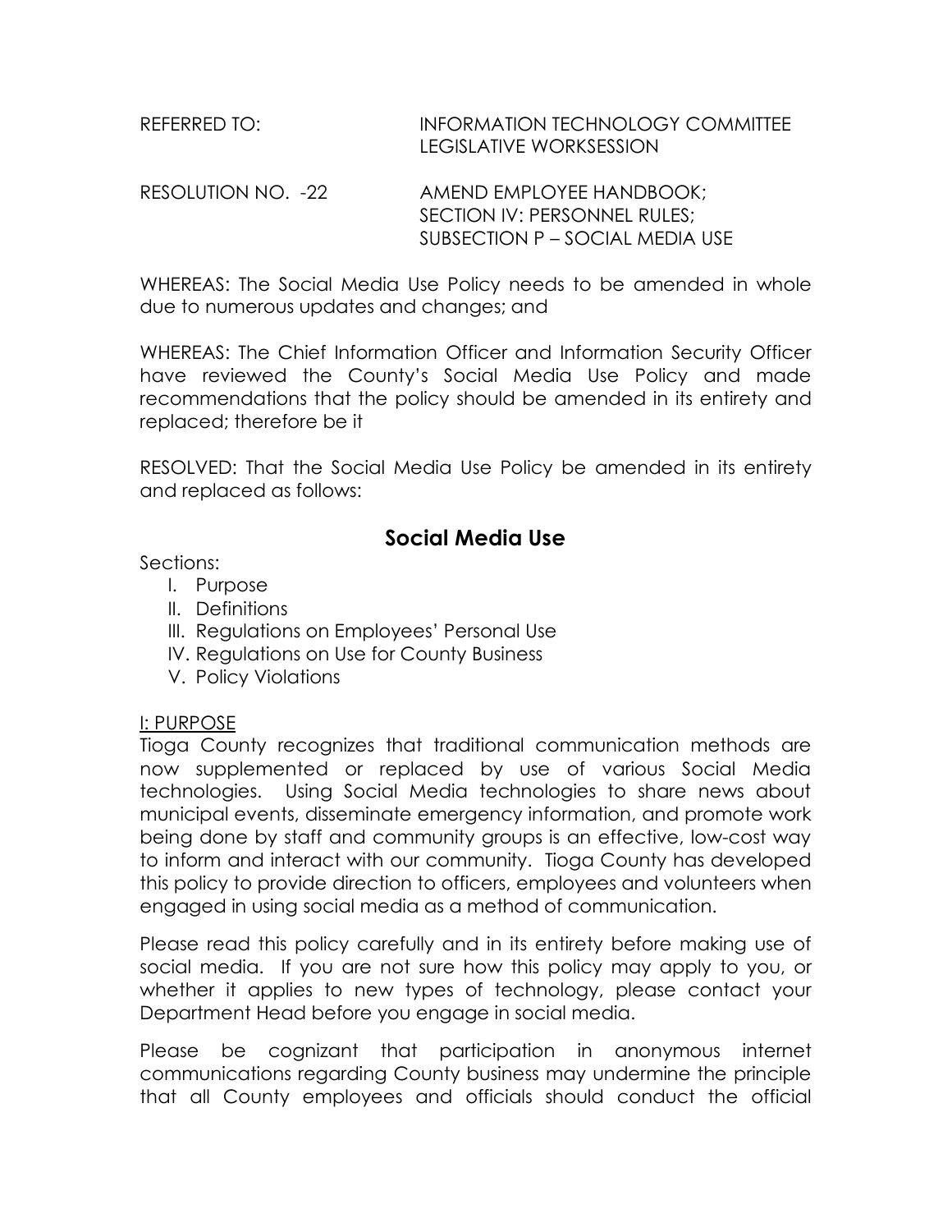REFERRED TO: INFORMATION TECHNOLOGY COMMITTEE
LEGISLATIVE WORKSESSION

RESOLUTION NO. -22 AMEND EMPLOYEE HANDBOOK;
SECTION IV: PERSONNEL RULES;
SUBSECTION P – SOCIAL MEDIA USE

WHEREAS: The Social Media Use Policy needs to be amended in whole due to numerous updates and changes; and

WHEREAS: The Chief Information Officer and Information Security Officer have reviewed the County's Social Media Use Policy and made recommendations that the policy should be amended in its entirety and replaced; therefore be it

RESOLVED: That the Social Media Use Policy be amended in its entirety and replaced as follows:

## Social Media Use

Sections:

I. Purpose
II. Definitions
III. Regulations on Employees' Personal Use
IV. Regulations on Use for County Business
V. Policy Violations

<u>I: PURPOSE</u>

Tioga County recognizes that traditional communication methods are now supplemented or replaced by use of various Social Media technologies. Using Social Media technologies to share news about municipal events, disseminate emergency information, and promote work being done by staff and community groups is an effective, low-cost way to inform and interact with our community. Tioga County has developed this policy to provide direction to officers, employees and volunteers when engaged in using social media as a method of communication.

Please read this policy carefully and in its entirety before making use of social media. If you are not sure how this policy may apply to you, or whether it applies to new types of technology, please contact your Department Head before you engage in social media.

Please be cognizant that participation in anonymous internet communications regarding County business may undermine the principle that all County employees and officials should conduct the official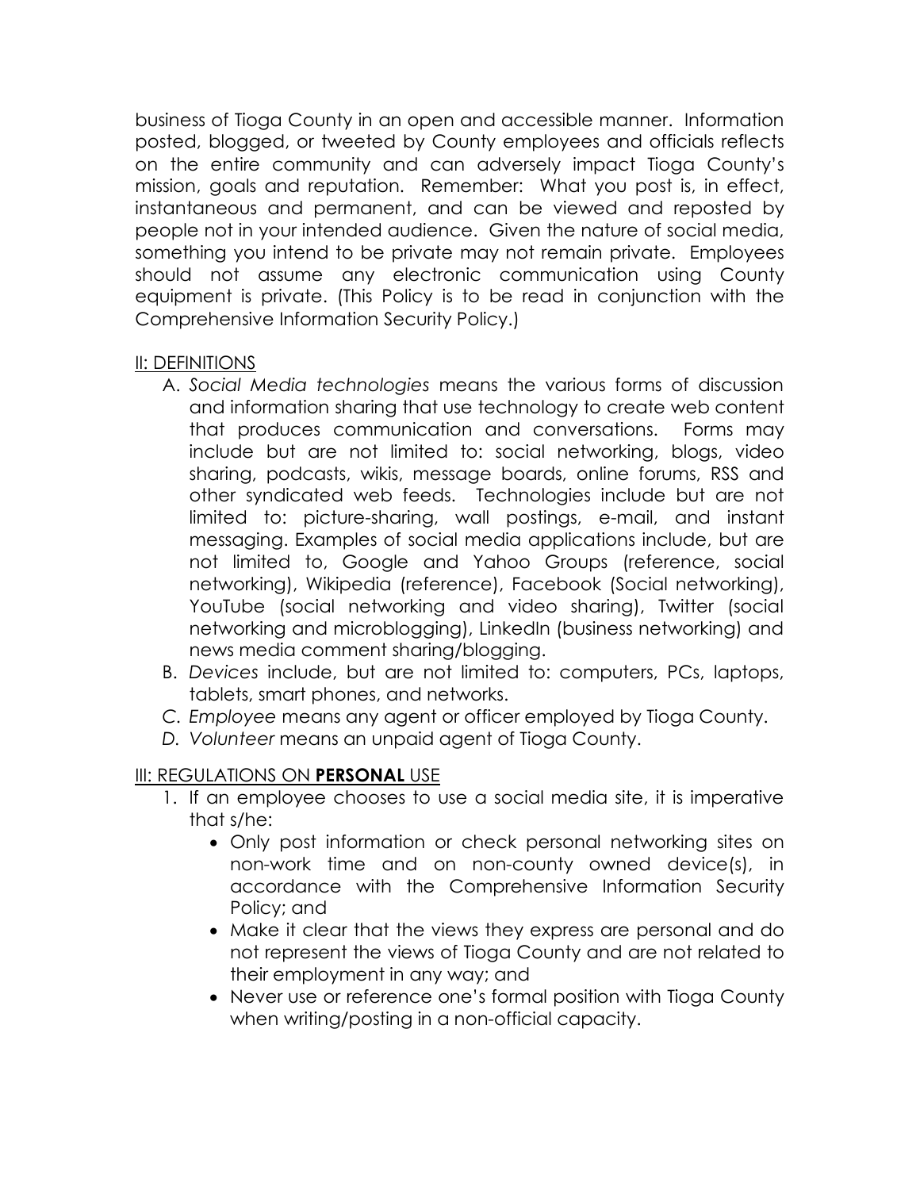business of Tioga County in an open and accessible manner. Information posted, blogged, or tweeted by County employees and officials reflects on the entire community and can adversely impact Tioga County's mission, goals and reputation. Remember: What you post is, in effect, instantaneous and permanent, and can be viewed and reposted by people not in your intended audience. Given the nature of social media, something you intend to be private may not remain private. Employees should not assume any electronic communication using County equipment is private. (This Policy is to be read in conjunction with the Comprehensive Information Security Policy.)

## II: DEFINITIONS

A. *Social Media technologies* means the various forms of discussion and information sharing that use technology to create web content that produces communication and conversations. Forms may include but are not limited to: social networking, blogs, video sharing, podcasts, wikis, message boards, online forums, RSS and other syndicated web feeds. Technologies include but are not limited to: picture-sharing, wall postings, e-mail, and instant messaging. Examples of social media applications include, but are not limited to, Google and Yahoo Groups (reference, social networking), Wikipedia (reference), Facebook (Social networking), YouTube (social networking and video sharing), Twitter (social networking and microblogging), LinkedIn (business networking) and news media comment sharing/blogging.

B. *Devices* include, but are not limited to: computers, PCs, laptops, tablets, smart phones, and networks.

C. *Employee* means any agent or officer employed by Tioga County.

D. *Volunteer* means an unpaid agent of Tioga County.

## III: REGULATIONS ON **PERSONAL** USE

1. If an employee chooses to use a social media site, it is imperative that s/he:
   - Only post information or check personal networking sites on non-work time and on non-county owned device(s), in accordance with the Comprehensive Information Security Policy; and
   - Make it clear that the views they express are personal and do not represent the views of Tioga County and are not related to their employment in any way; and
   - Never use or reference one's formal position with Tioga County when writing/posting in a non-official capacity.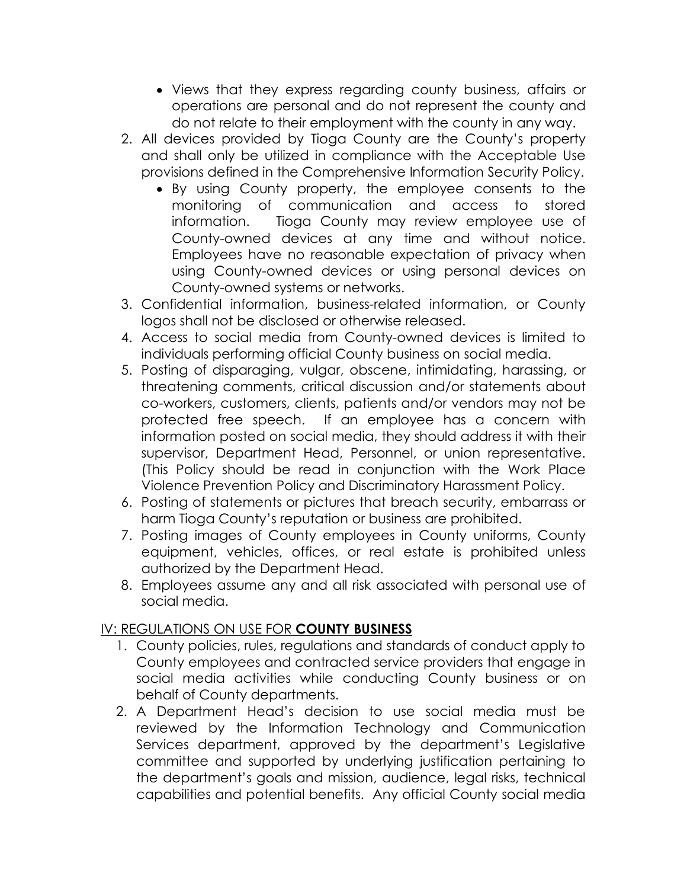- Views that they express regarding county business, affairs or operations are personal and do not represent the county and do not relate to their employment with the county in any way.

2. All devices provided by Tioga County are the County's property and shall only be utilized in compliance with the Acceptable Use provisions defined in the Comprehensive Information Security Policy.
   - By using County property, the employee consents to the monitoring of communication and access to stored information. Tioga County may review employee use of County-owned devices at any time and without notice. Employees have no reasonable expectation of privacy when using County-owned devices or using personal devices on County-owned systems or networks.
3. Confidential information, business-related information, or County logos shall not be disclosed or otherwise released.
4. Access to social media from County-owned devices is limited to individuals performing official County business on social media.
5. Posting of disparaging, vulgar, obscene, intimidating, harassing, or threatening comments, critical discussion and/or statements about co-workers, customers, clients, patients and/or vendors may not be protected free speech. If an employee has a concern with information posted on social media, they should address it with their supervisor, Department Head, Personnel, or union representative. (This Policy should be read in conjunction with the Work Place Violence Prevention Policy and Discriminatory Harassment Policy.
6. Posting of statements or pictures that breach security, embarrass or harm Tioga County's reputation or business are prohibited.
7. Posting images of County employees in County uniforms, County equipment, vehicles, offices, or real estate is prohibited unless authorized by the Department Head.
8. Employees assume any and all risk associated with personal use of social media.

## IV: REGULATIONS ON USE FOR **COUNTY BUSINESS**

1. County policies, rules, regulations and standards of conduct apply to County employees and contracted service providers that engage in social media activities while conducting County business or on behalf of County departments.
2. A Department Head's decision to use social media must be reviewed by the Information Technology and Communication Services department, approved by the department's Legislative committee and supported by underlying justification pertaining to the department's goals and mission, audience, legal risks, technical capabilities and potential benefits. Any official County social media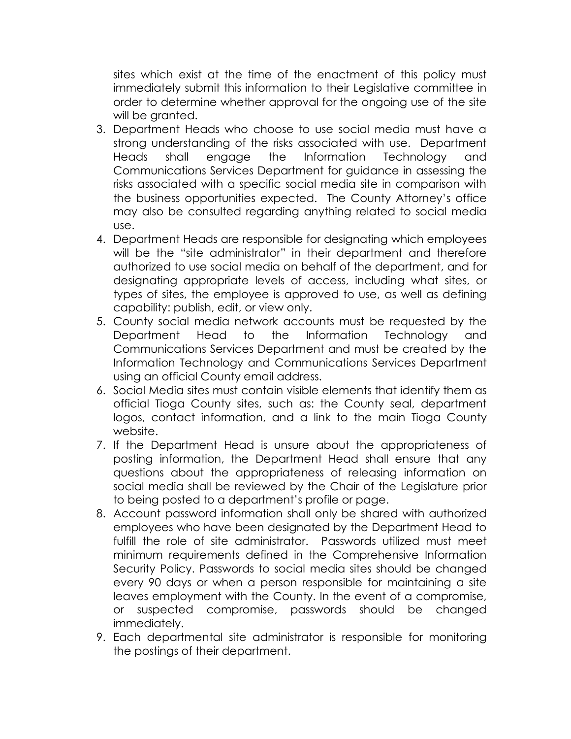sites which exist at the time of the enactment of this policy must immediately submit this information to their Legislative committee in order to determine whether approval for the ongoing use of the site will be granted.

3. Department Heads who choose to use social media must have a strong understanding of the risks associated with use. Department Heads shall engage the Information Technology and Communications Services Department for guidance in assessing the risks associated with a specific social media site in comparison with the business opportunities expected. The County Attorney's office may also be consulted regarding anything related to social media use.
4. Department Heads are responsible for designating which employees will be the "site administrator" in their department and therefore authorized to use social media on behalf of the department, and for designating appropriate levels of access, including what sites, or types of sites, the employee is approved to use, as well as defining capability: publish, edit, or view only.
5. County social media network accounts must be requested by the Department Head to the Information Technology and Communications Services Department and must be created by the Information Technology and Communications Services Department using an official County email address.
6. Social Media sites must contain visible elements that identify them as official Tioga County sites, such as: the County seal, department logos, contact information, and a link to the main Tioga County website.
7. If the Department Head is unsure about the appropriateness of posting information, the Department Head shall ensure that any questions about the appropriateness of releasing information on social media shall be reviewed by the Chair of the Legislature prior to being posted to a department's profile or page.
8. Account password information shall only be shared with authorized employees who have been designated by the Department Head to fulfill the role of site administrator. Passwords utilized must meet minimum requirements defined in the Comprehensive Information Security Policy. Passwords to social media sites should be changed every 90 days or when a person responsible for maintaining a site leaves employment with the County. In the event of a compromise, or suspected compromise, passwords should be changed immediately.
9. Each departmental site administrator is responsible for monitoring the postings of their department.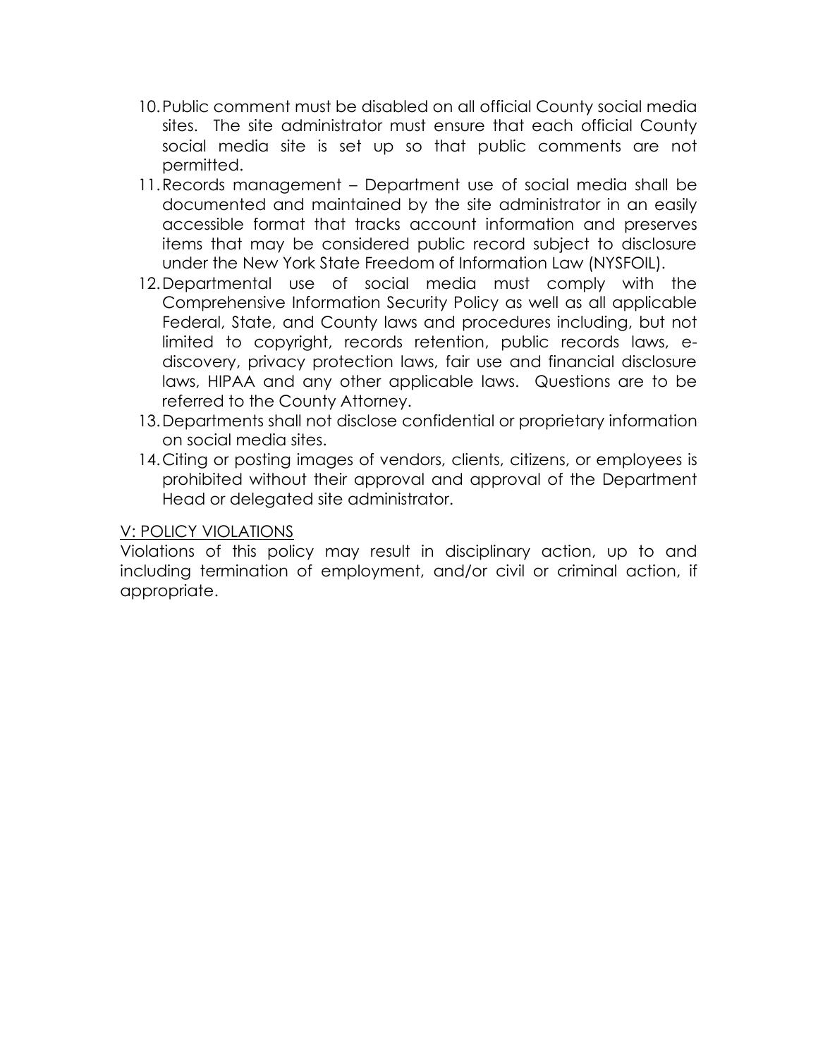10. Public comment must be disabled on all official County social media sites. The site administrator must ensure that each official County social media site is set up so that public comments are not permitted.
11. Records management – Department use of social media shall be documented and maintained by the site administrator in an easily accessible format that tracks account information and preserves items that may be considered public record subject to disclosure under the New York State Freedom of Information Law (NYSFOIL).
12. Departmental use of social media must comply with the Comprehensive Information Security Policy as well as all applicable Federal, State, and County laws and procedures including, but not limited to copyright, records retention, public records laws, e-discovery, privacy protection laws, fair use and financial disclosure laws, HIPAA and any other applicable laws. Questions are to be referred to the County Attorney.
13. Departments shall not disclose confidential or proprietary information on social media sites.
14. Citing or posting images of vendors, clients, citizens, or employees is prohibited without their approval and approval of the Department Head or delegated site administrator.

## V: POLICY VIOLATIONS

Violations of this policy may result in disciplinary action, up to and including termination of employment, and/or civil or criminal action, if appropriate.